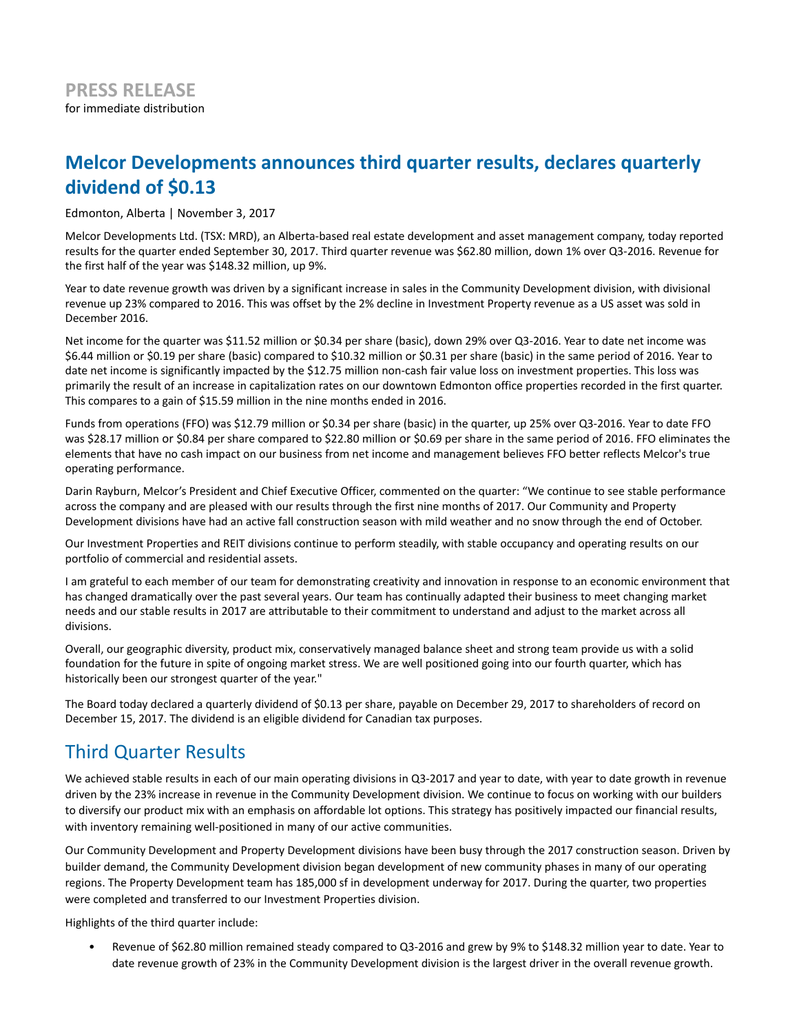**PRESS RELEASE**
for immediate distribution

# Melcor Developments announces third quarter results, declares quarterly dividend of $0.13

Edmonton, Alberta | November 3, 2017

Melcor Developments Ltd. (TSX: MRD), an Alberta-based real estate development and asset management company, today reported results for the quarter ended September 30, 2017. Third quarter revenue was $62.80 million, down 1% over Q3-2016. Revenue for the first half of the year was $148.32 million, up 9%.

Year to date revenue growth was driven by a significant increase in sales in the Community Development division, with divisional revenue up 23% compared to 2016. This was offset by the 2% decline in Investment Property revenue as a US asset was sold in December 2016.

Net income for the quarter was $11.52 million or $0.34 per share (basic), down 29% over Q3-2016. Year to date net income was $6.44 million or $0.19 per share (basic) compared to $10.32 million or $0.31 per share (basic) in the same period of 2016. Year to date net income is significantly impacted by the $12.75 million non-cash fair value loss on investment properties. This loss was primarily the result of an increase in capitalization rates on our downtown Edmonton office properties recorded in the first quarter. This compares to a gain of $15.59 million in the nine months ended in 2016.

Funds from operations (FFO) was $12.79 million or $0.34 per share (basic) in the quarter, up 25% over Q3-2016. Year to date FFO was $28.17 million or $0.84 per share compared to $22.80 million or $0.69 per share in the same period of 2016. FFO eliminates the elements that have no cash impact on our business from net income and management believes FFO better reflects Melcor's true operating performance.

Darin Rayburn, Melcor's President and Chief Executive Officer, commented on the quarter: "We continue to see stable performance across the company and are pleased with our results through the first nine months of 2017. Our Community and Property Development divisions have had an active fall construction season with mild weather and no snow through the end of October.

Our Investment Properties and REIT divisions continue to perform steadily, with stable occupancy and operating results on our portfolio of commercial and residential assets.

I am grateful to each member of our team for demonstrating creativity and innovation in response to an economic environment that has changed dramatically over the past several years. Our team has continually adapted their business to meet changing market needs and our stable results in 2017 are attributable to their commitment to understand and adjust to the market across all divisions.

Overall, our geographic diversity, product mix, conservatively managed balance sheet and strong team provide us with a solid foundation for the future in spite of ongoing market stress. We are well positioned going into our fourth quarter, which has historically been our strongest quarter of the year."

The Board today declared a quarterly dividend of $0.13 per share, payable on December 29, 2017 to shareholders of record on December 15, 2017. The dividend is an eligible dividend for Canadian tax purposes.

## Third Quarter Results

We achieved stable results in each of our main operating divisions in Q3-2017 and year to date, with year to date growth in revenue driven by the 23% increase in revenue in the Community Development division. We continue to focus on working with our builders to diversify our product mix with an emphasis on affordable lot options. This strategy has positively impacted our financial results, with inventory remaining well-positioned in many of our active communities.

Our Community Development and Property Development divisions have been busy through the 2017 construction season. Driven by builder demand, the Community Development division began development of new community phases in many of our operating regions. The Property Development team has 185,000 sf in development underway for 2017. During the quarter, two properties were completed and transferred to our Investment Properties division.

Highlights of the third quarter include:

- Revenue of $62.80 million remained steady compared to Q3-2016 and grew by 9% to $148.32 million year to date. Year to date revenue growth of 23% in the Community Development division is the largest driver in the overall revenue growth.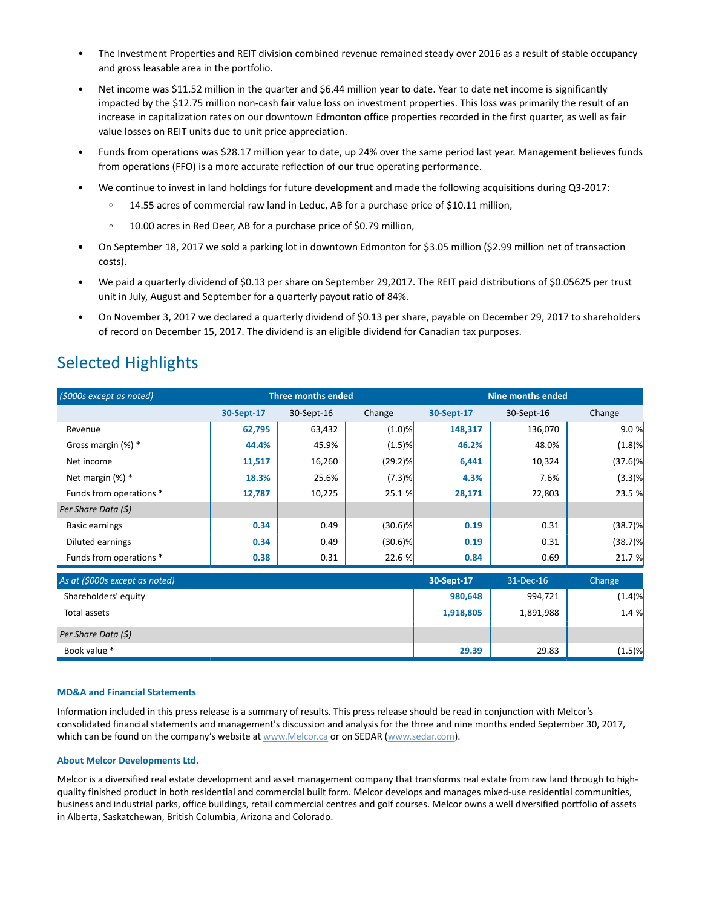- The Investment Properties and REIT division combined revenue remained steady over 2016 as a result of stable occupancy and gross leasable area in the portfolio.
- Net income was $11.52 million in the quarter and $6.44 million year to date. Year to date net income is significantly impacted by the $12.75 million non-cash fair value loss on investment properties. This loss was primarily the result of an increase in capitalization rates on our downtown Edmonton office properties recorded in the first quarter, as well as fair value losses on REIT units due to unit price appreciation.
- Funds from operations was $28.17 million year to date, up 24% over the same period last year. Management believes funds from operations (FFO) is a more accurate reflection of our true operating performance.
- We continue to invest in land holdings for future development and made the following acquisitions during Q3-2017:
  - 14.55 acres of commercial raw land in Leduc, AB for a purchase price of $10.11 million,
  - 10.00 acres in Red Deer, AB for a purchase price of $0.79 million,
- On September 18, 2017 we sold a parking lot in downtown Edmonton for $3.05 million ($2.99 million net of transaction costs).
- We paid a quarterly dividend of $0.13 per share on September 29,2017. The REIT paid distributions of $0.05625 per trust unit in July, August and September for a quarterly payout ratio of 84%.
- On November 3, 2017 we declared a quarterly dividend of $0.13 per share, payable on December 29, 2017 to shareholders of record on December 15, 2017. The dividend is an eligible dividend for Canadian tax purposes.

## Selected Highlights

| *($000s except as noted)* | Three months ended | | | Nine months ended | | |
|---|---|---|---|---|---|---|
| | **30-Sept-17** | 30-Sept-16 | Change | **30-Sept-17** | 30-Sept-16 | Change |
| Revenue | **62,795** | 63,432 | (1.0)% | **148,317** | 136,070 | 9.0 % |
| Gross margin (%) * | **44.4%** | 45.9% | (1.5)% | **46.2%** | 48.0% | (1.8)% |
| Net income | **11,517** | 16,260 | (29.2)% | **6,441** | 10,324 | (37.6)% |
| Net margin (%) * | **18.3%** | 25.6% | (7.3)% | **4.3%** | 7.6% | (3.3)% |
| Funds from operations * | **12,787** | 10,225 | 25.1 % | **28,171** | 22,803 | 23.5 % |
| *Per Share Data ($)* | | | | | | |
| Basic earnings | **0.34** | 0.49 | (30.6)% | **0.19** | 0.31 | (38.7)% |
| Diluted earnings | **0.34** | 0.49 | (30.6)% | **0.19** | 0.31 | (38.7)% |
| Funds from operations * | **0.38** | 0.31 | 22.6 % | **0.84** | 0.69 | 21.7 % |

| *As at ($000s except as noted)* | **30-Sept-17** | 31-Dec-16 | Change |
|---|---|---|---|
| Shareholders' equity | **980,648** | 994,721 | (1.4)% |
| Total assets | **1,918,805** | 1,891,988 | 1.4 % |
| *Per Share Data ($)* | | | |
| Book value * | **29.39** | 29.83 | (1.5)% |

#### MD&A and Financial Statements

Information included in this press release is a summary of results. This press release should be read in conjunction with Melcor's consolidated financial statements and management's discussion and analysis for the three and nine months ended September 30, 2017, which can be found on the company's website at www.Melcor.ca or on SEDAR (www.sedar.com).

#### About Melcor Developments Ltd.

Melcor is a diversified real estate development and asset management company that transforms real estate from raw land through to high-quality finished product in both residential and commercial built form. Melcor develops and manages mixed-use residential communities, business and industrial parks, office buildings, retail commercial centres and golf courses. Melcor owns a well diversified portfolio of assets in Alberta, Saskatchewan, British Columbia, Arizona and Colorado.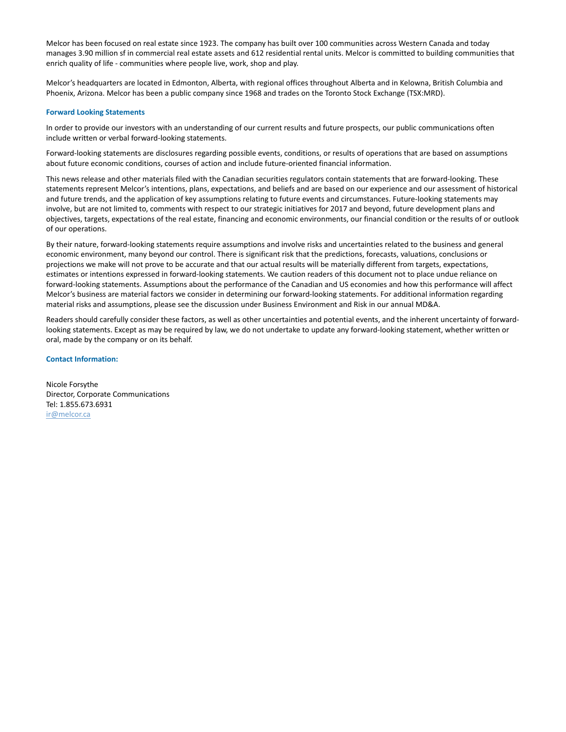Melcor has been focused on real estate since 1923. The company has built over 100 communities across Western Canada and today manages 3.90 million sf in commercial real estate assets and 612 residential rental units. Melcor is committed to building communities that enrich quality of life - communities where people live, work, shop and play.

Melcor's headquarters are located in Edmonton, Alberta, with regional offices throughout Alberta and in Kelowna, British Columbia and Phoenix, Arizona. Melcor has been a public company since 1968 and trades on the Toronto Stock Exchange (TSX:MRD).

**Forward Looking Statements**

In order to provide our investors with an understanding of our current results and future prospects, our public communications often include written or verbal forward-looking statements.

Forward-looking statements are disclosures regarding possible events, conditions, or results of operations that are based on assumptions about future economic conditions, courses of action and include future-oriented financial information.

This news release and other materials filed with the Canadian securities regulators contain statements that are forward-looking. These statements represent Melcor's intentions, plans, expectations, and beliefs and are based on our experience and our assessment of historical and future trends, and the application of key assumptions relating to future events and circumstances. Future-looking statements may involve, but are not limited to, comments with respect to our strategic initiatives for 2017 and beyond, future development plans and objectives, targets, expectations of the real estate, financing and economic environments, our financial condition or the results of or outlook of our operations.

By their nature, forward-looking statements require assumptions and involve risks and uncertainties related to the business and general economic environment, many beyond our control. There is significant risk that the predictions, forecasts, valuations, conclusions or projections we make will not prove to be accurate and that our actual results will be materially different from targets, expectations, estimates or intentions expressed in forward-looking statements. We caution readers of this document not to place undue reliance on forward-looking statements. Assumptions about the performance of the Canadian and US economies and how this performance will affect Melcor's business are material factors we consider in determining our forward-looking statements. For additional information regarding material risks and assumptions, please see the discussion under Business Environment and Risk in our annual MD&A.

Readers should carefully consider these factors, as well as other uncertainties and potential events, and the inherent uncertainty of forward-looking statements. Except as may be required by law, we do not undertake to update any forward-looking statement, whether written or oral, made by the company or on its behalf.

**Contact Information:**

Nicole Forsythe
Director, Corporate Communications
Tel: 1.855.673.6931
ir@melcor.ca